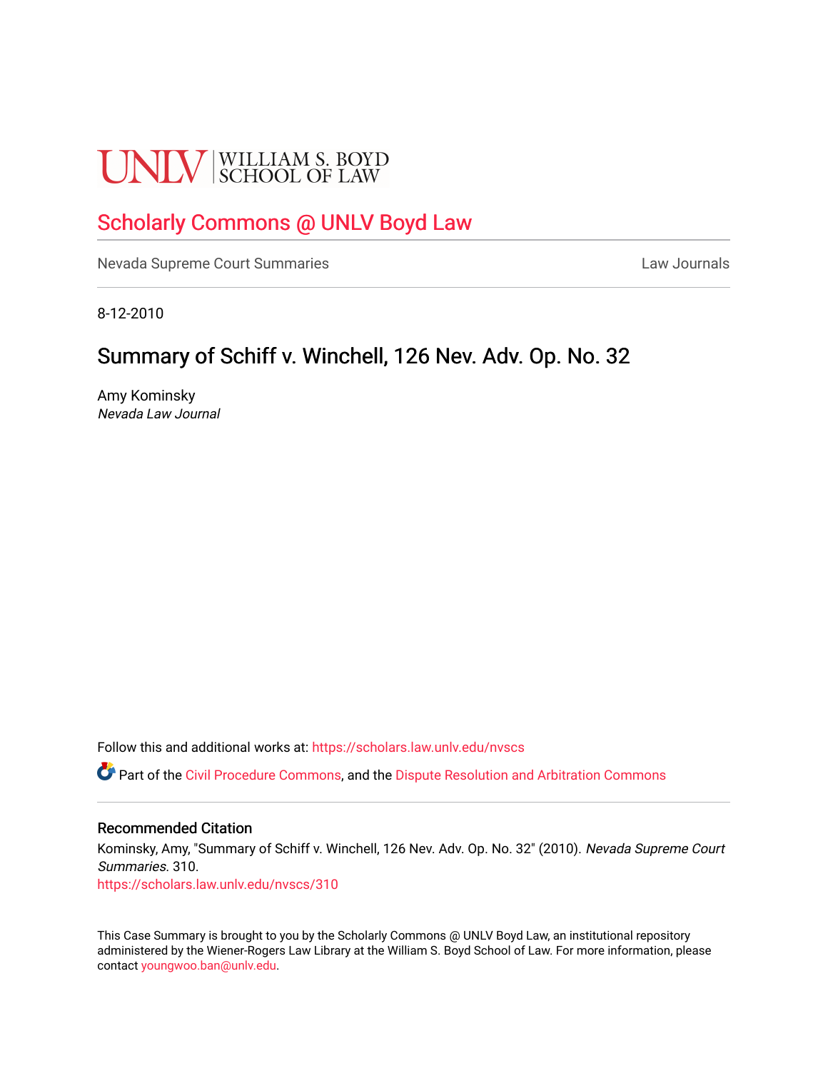UNLV | WILLIAM S. BOYD SCHOOL OF LAW

# Scholarly Commons @ UNLV Boyd Law

Nevada Supreme Court Summaries    Law Journals

8-12-2010

## Summary of Schiff v. Winchell, 126 Nev. Adv. Op. No. 32

Amy Kominsky
*Nevada Law Journal*

Follow this and additional works at: https://scholars.law.unlv.edu/nvscs

Part of the Civil Procedure Commons, and the Dispute Resolution and Arbitration Commons

### Recommended Citation

Kominsky, Amy, "Summary of Schiff v. Winchell, 126 Nev. Adv. Op. No. 32" (2010). *Nevada Supreme Court Summaries*. 310.
https://scholars.law.unlv.edu/nvscs/310

This Case Summary is brought to you by the Scholarly Commons @ UNLV Boyd Law, an institutional repository administered by the Wiener-Rogers Law Library at the William S. Boyd School of Law. For more information, please contact youngwoo.ban@unlv.edu.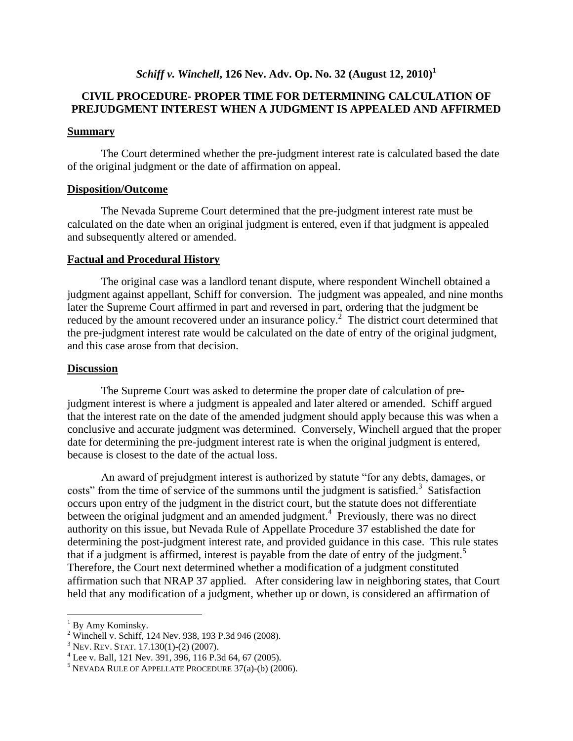## *Schiff v. Winchell*, 126 Nev. Adv. Op. No. 32 (August 12, 2010)[1]

### CIVIL PROCEDURE- PROPER TIME FOR DETERMINING CALCULATION OF PREJUDGMENT INTEREST WHEN A JUDGMENT IS APPEALED AND AFFIRMED

#### Summary

The Court determined whether the pre-judgment interest rate is calculated based the date of the original judgment or the date of affirmation on appeal.

#### Disposition/Outcome

The Nevada Supreme Court determined that the pre-judgment interest rate must be calculated on the date when an original judgment is entered, even if that judgment is appealed and subsequently altered or amended.

#### Factual and Procedural History

The original case was a landlord tenant dispute, where respondent Winchell obtained a judgment against appellant, Schiff for conversion. The judgment was appealed, and nine months later the Supreme Court affirmed in part and reversed in part, ordering that the judgment be reduced by the amount recovered under an insurance policy.[2] The district court determined that the pre-judgment interest rate would be calculated on the date of entry of the original judgment, and this case arose from that decision.

#### Discussion

The Supreme Court was asked to determine the proper date of calculation of pre-judgment interest is where a judgment is appealed and later altered or amended. Schiff argued that the interest rate on the date of the amended judgment should apply because this was when a conclusive and accurate judgment was determined. Conversely, Winchell argued that the proper date for determining the pre-judgment interest rate is when the original judgment is entered, because is closest to the date of the actual loss.

An award of prejudgment interest is authorized by statute "for any debts, damages, or costs" from the time of service of the summons until the judgment is satisfied.[3] Satisfaction occurs upon entry of the judgment in the district court, but the statute does not differentiate between the original judgment and an amended judgment.[4] Previously, there was no direct authority on this issue, but Nevada Rule of Appellate Procedure 37 established the date for determining the post-judgment interest rate, and provided guidance in this case. This rule states that if a judgment is affirmed, interest is payable from the date of entry of the judgment.[5] Therefore, the Court next determined whether a modification of a judgment constituted affirmation such that NRAP 37 applied. After considering law in neighboring states, that Court held that any modification of a judgment, whether up or down, is considered an affirmation of

---

[1] By Amy Kominsky.

[2] Winchell v. Schiff, 124 Nev. 938, 193 P.3d 946 (2008).

[3] NEV. REV. STAT. 17.130(1)-(2) (2007).

[4] Lee v. Ball, 121 Nev. 391, 396, 116 P.3d 64, 67 (2005).

[5] NEVADA RULE OF APPELLATE PROCEDURE 37(a)-(b) (2006).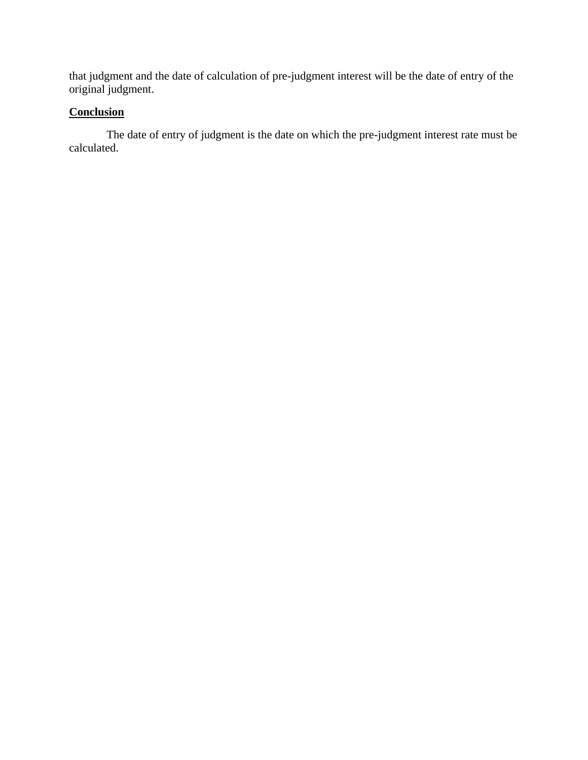that judgment and the date of calculation of pre-judgment interest will be the date of entry of the original judgment.

## **Conclusion**

The date of entry of judgment is the date on which the pre-judgment interest rate must be calculated.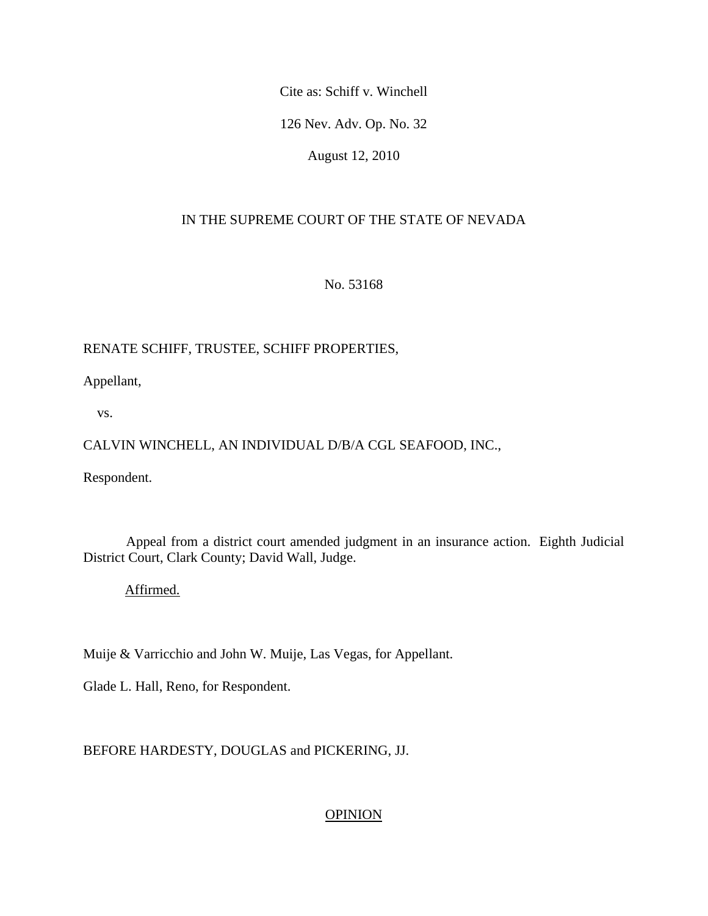Cite as: Schiff v. Winchell

126 Nev. Adv. Op. No. 32

August 12, 2010

IN THE SUPREME COURT OF THE STATE OF NEVADA

No. 53168

RENATE SCHIFF, TRUSTEE, SCHIFF PROPERTIES,

Appellant,

vs.

CALVIN WINCHELL, AN INDIVIDUAL D/B/A CGL SEAFOOD, INC.,

Respondent.

Appeal from a district court amended judgment in an insurance action. Eighth Judicial District Court, Clark County; David Wall, Judge.

Affirmed.

Muije & Varricchio and John W. Muije, Las Vegas, for Appellant.

Glade L. Hall, Reno, for Respondent.

BEFORE HARDESTY, DOUGLAS and PICKERING, JJ.

OPINION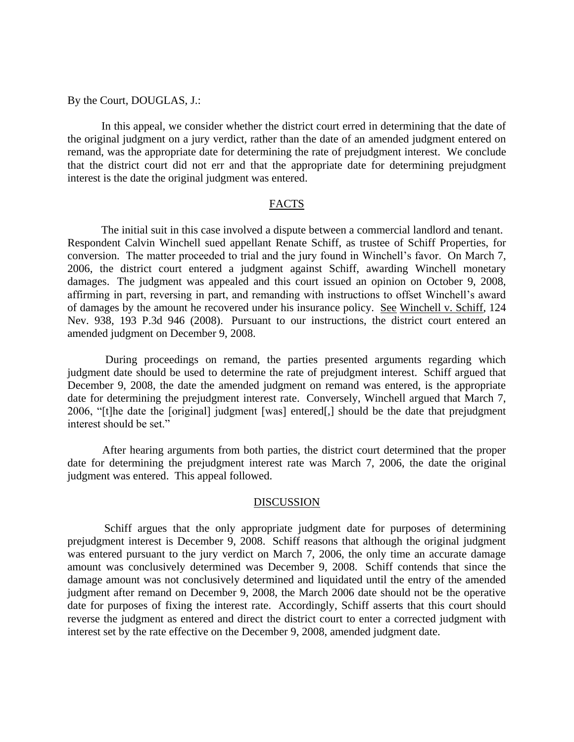By the Court, DOUGLAS, J.:

In this appeal, we consider whether the district court erred in determining that the date of the original judgment on a jury verdict, rather than the date of an amended judgment entered on remand, was the appropriate date for determining the rate of prejudgment interest. We conclude that the district court did not err and that the appropriate date for determining prejudgment interest is the date the original judgment was entered.

## FACTS

The initial suit in this case involved a dispute between a commercial landlord and tenant. Respondent Calvin Winchell sued appellant Renate Schiff, as trustee of Schiff Properties, for conversion. The matter proceeded to trial and the jury found in Winchell's favor. On March 7, 2006, the district court entered a judgment against Schiff, awarding Winchell monetary damages. The judgment was appealed and this court issued an opinion on October 9, 2008, affirming in part, reversing in part, and remanding with instructions to offset Winchell's award of damages by the amount he recovered under his insurance policy. See Winchell v. Schiff, 124 Nev. 938, 193 P.3d 946 (2008). Pursuant to our instructions, the district court entered an amended judgment on December 9, 2008.

During proceedings on remand, the parties presented arguments regarding which judgment date should be used to determine the rate of prejudgment interest. Schiff argued that December 9, 2008, the date the amended judgment on remand was entered, is the appropriate date for determining the prejudgment interest rate. Conversely, Winchell argued that March 7, 2006, "[t]he date the [original] judgment [was] entered[,] should be the date that prejudgment interest should be set."

After hearing arguments from both parties, the district court determined that the proper date for determining the prejudgment interest rate was March 7, 2006, the date the original judgment was entered. This appeal followed.

## DISCUSSION

Schiff argues that the only appropriate judgment date for purposes of determining prejudgment interest is December 9, 2008. Schiff reasons that although the original judgment was entered pursuant to the jury verdict on March 7, 2006, the only time an accurate damage amount was conclusively determined was December 9, 2008. Schiff contends that since the damage amount was not conclusively determined and liquidated until the entry of the amended judgment after remand on December 9, 2008, the March 2006 date should not be the operative date for purposes of fixing the interest rate. Accordingly, Schiff asserts that this court should reverse the judgment as entered and direct the district court to enter a corrected judgment with interest set by the rate effective on the December 9, 2008, amended judgment date.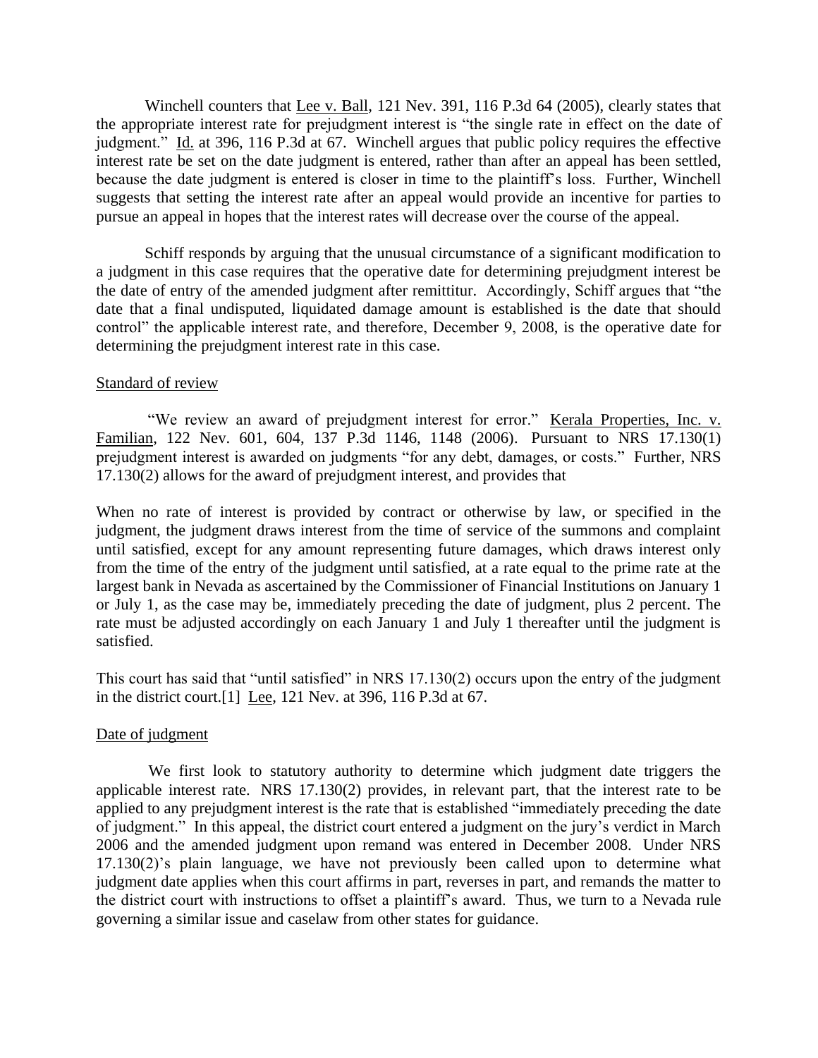Winchell counters that Lee v. Ball, 121 Nev. 391, 116 P.3d 64 (2005), clearly states that the appropriate interest rate for prejudgment interest is "the single rate in effect on the date of judgment." Id. at 396, 116 P.3d at 67. Winchell argues that public policy requires the effective interest rate be set on the date judgment is entered, rather than after an appeal has been settled, because the date judgment is entered is closer in time to the plaintiff's loss. Further, Winchell suggests that setting the interest rate after an appeal would provide an incentive for parties to pursue an appeal in hopes that the interest rates will decrease over the course of the appeal.

Schiff responds by arguing that the unusual circumstance of a significant modification to a judgment in this case requires that the operative date for determining prejudgment interest be the date of entry of the amended judgment after remittitur. Accordingly, Schiff argues that "the date that a final undisputed, liquidated damage amount is established is the date that should control" the applicable interest rate, and therefore, December 9, 2008, is the operative date for determining the prejudgment interest rate in this case.

Standard of review

"We review an award of prejudgment interest for error." Kerala Properties, Inc. v. Familian, 122 Nev. 601, 604, 137 P.3d 1146, 1148 (2006). Pursuant to NRS 17.130(1) prejudgment interest is awarded on judgments "for any debt, damages, or costs." Further, NRS 17.130(2) allows for the award of prejudgment interest, and provides that

When no rate of interest is provided by contract or otherwise by law, or specified in the judgment, the judgment draws interest from the time of service of the summons and complaint until satisfied, except for any amount representing future damages, which draws interest only from the time of the entry of the judgment until satisfied, at a rate equal to the prime rate at the largest bank in Nevada as ascertained by the Commissioner of Financial Institutions on January 1 or July 1, as the case may be, immediately preceding the date of judgment, plus 2 percent. The rate must be adjusted accordingly on each January 1 and July 1 thereafter until the judgment is satisfied.

This court has said that "until satisfied" in NRS 17.130(2) occurs upon the entry of the judgment in the district court.[1] Lee, 121 Nev. at 396, 116 P.3d at 67.

Date of judgment

We first look to statutory authority to determine which judgment date triggers the applicable interest rate. NRS 17.130(2) provides, in relevant part, that the interest rate to be applied to any prejudgment interest is the rate that is established "immediately preceding the date of judgment." In this appeal, the district court entered a judgment on the jury's verdict in March 2006 and the amended judgment upon remand was entered in December 2008. Under NRS 17.130(2)'s plain language, we have not previously been called upon to determine what judgment date applies when this court affirms in part, reverses in part, and remands the matter to the district court with instructions to offset a plaintiff's award. Thus, we turn to a Nevada rule governing a similar issue and caselaw from other states for guidance.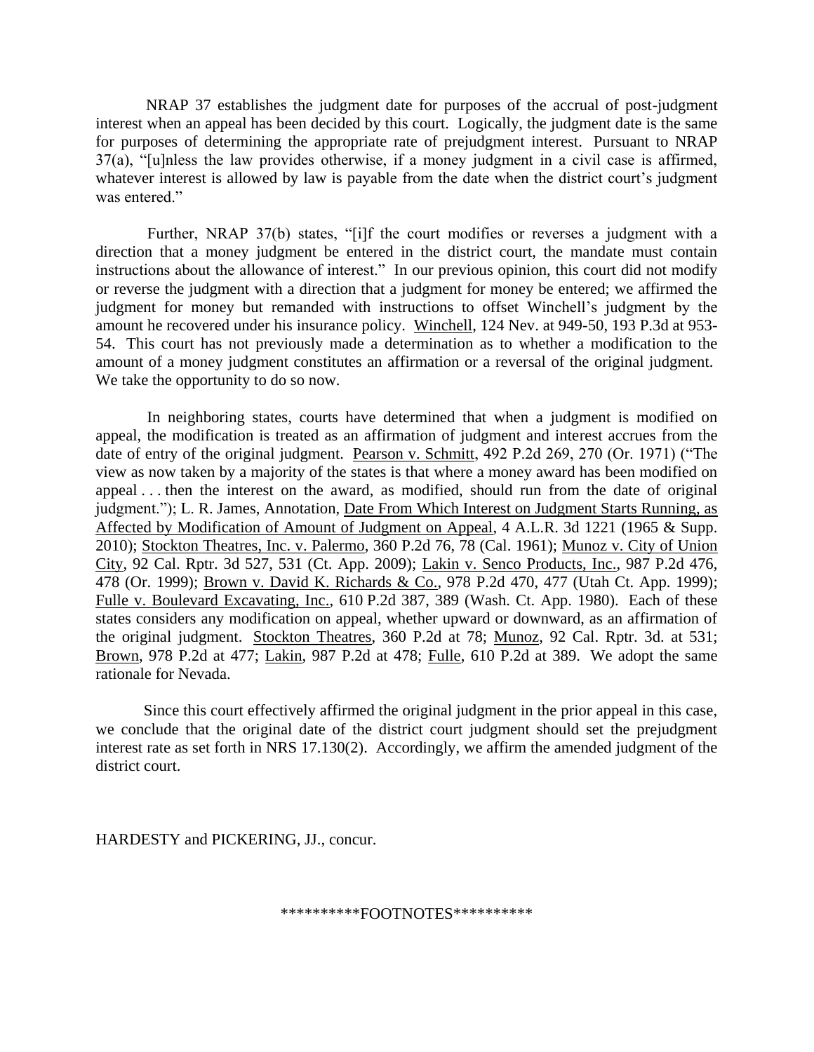NRAP 37 establishes the judgment date for purposes of the accrual of post-judgment interest when an appeal has been decided by this court. Logically, the judgment date is the same for purposes of determining the appropriate rate of prejudgment interest. Pursuant to NRAP 37(a), "[u]nless the law provides otherwise, if a money judgment in a civil case is affirmed, whatever interest is allowed by law is payable from the date when the district court's judgment was entered."

Further, NRAP 37(b) states, "[i]f the court modifies or reverses a judgment with a direction that a money judgment be entered in the district court, the mandate must contain instructions about the allowance of interest." In our previous opinion, this court did not modify or reverse the judgment with a direction that a judgment for money be entered; we affirmed the judgment for money but remanded with instructions to offset Winchell's judgment by the amount he recovered under his insurance policy. Winchell, 124 Nev. at 949-50, 193 P.3d at 953-54. This court has not previously made a determination as to whether a modification to the amount of a money judgment constitutes an affirmation or a reversal of the original judgment. We take the opportunity to do so now.

In neighboring states, courts have determined that when a judgment is modified on appeal, the modification is treated as an affirmation of judgment and interest accrues from the date of entry of the original judgment. Pearson v. Schmitt, 492 P.2d 269, 270 (Or. 1971) ("The view as now taken by a majority of the states is that where a money award has been modified on appeal . . . then the interest on the award, as modified, should run from the date of original judgment."); L. R. James, Annotation, Date From Which Interest on Judgment Starts Running, as Affected by Modification of Amount of Judgment on Appeal, 4 A.L.R. 3d 1221 (1965 & Supp. 2010); Stockton Theatres, Inc. v. Palermo, 360 P.2d 76, 78 (Cal. 1961); Munoz v. City of Union City, 92 Cal. Rptr. 3d 527, 531 (Ct. App. 2009); Lakin v. Senco Products, Inc., 987 P.2d 476, 478 (Or. 1999); Brown v. David K. Richards & Co., 978 P.2d 470, 477 (Utah Ct. App. 1999); Fulle v. Boulevard Excavating, Inc., 610 P.2d 387, 389 (Wash. Ct. App. 1980). Each of these states considers any modification on appeal, whether upward or downward, as an affirmation of the original judgment. Stockton Theatres, 360 P.2d at 78; Munoz, 92 Cal. Rptr. 3d. at 531; Brown, 978 P.2d at 477; Lakin, 987 P.2d at 478; Fulle, 610 P.2d at 389. We adopt the same rationale for Nevada.

Since this court effectively affirmed the original judgment in the prior appeal in this case, we conclude that the original date of the district court judgment should set the prejudgment interest rate as set forth in NRS 17.130(2). Accordingly, we affirm the amended judgment of the district court.

HARDESTY and PICKERING, JJ., concur.

**********FOOTNOTES**********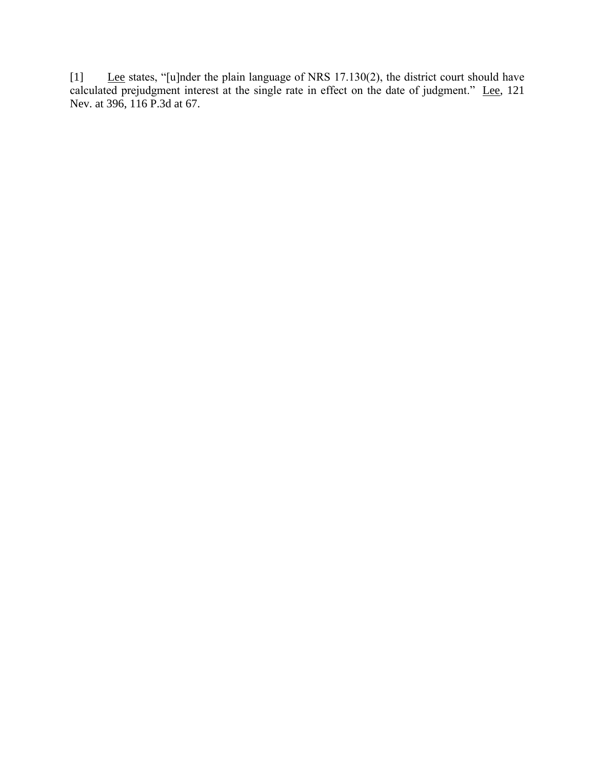[1] Lee states, "[u]nder the plain language of NRS 17.130(2), the district court should have calculated prejudgment interest at the single rate in effect on the date of judgment." Lee, 121 Nev. at 396, 116 P.3d at 67.